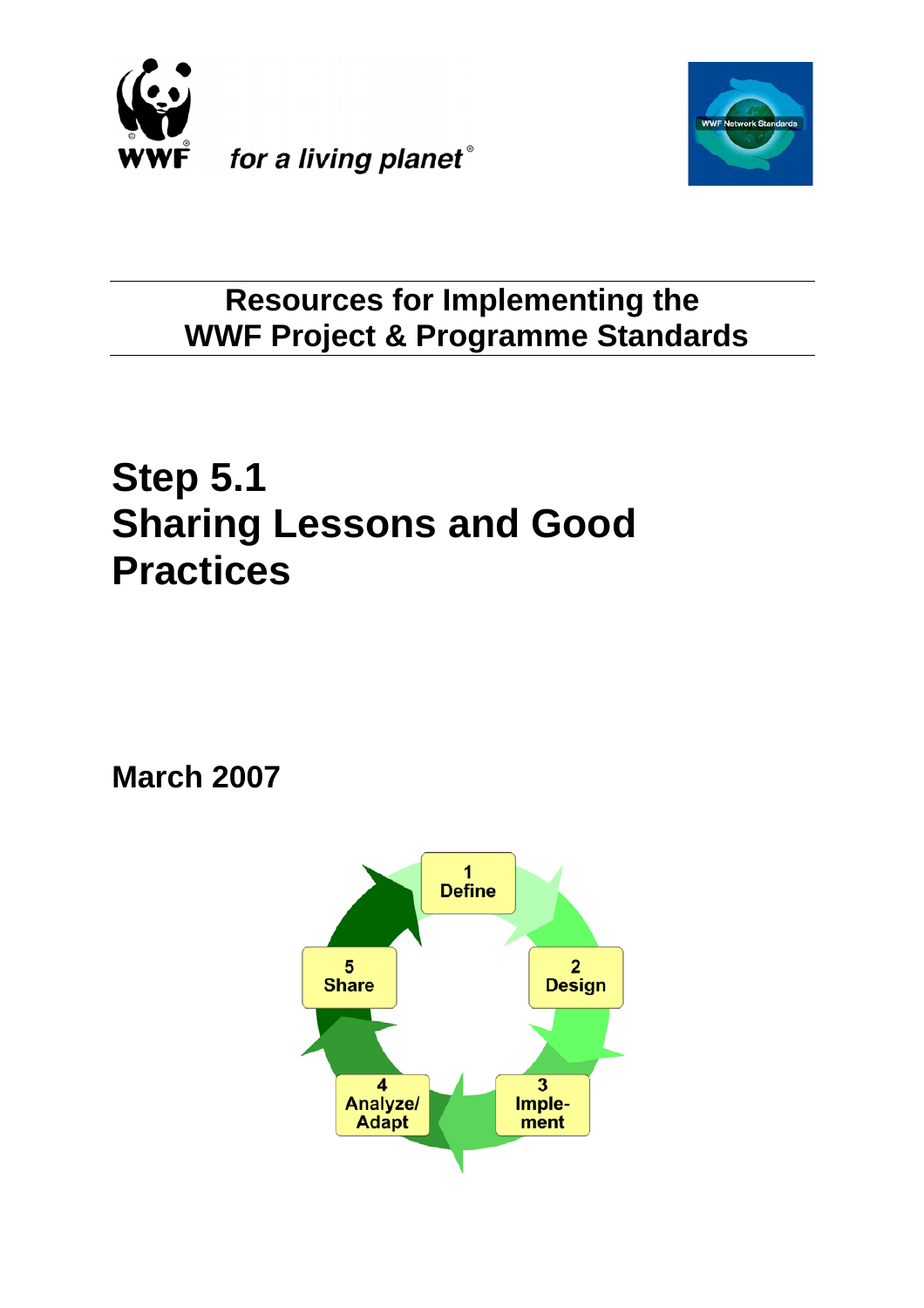WWF *for a living planet*®

WWF Network Standards

## Resources for Implementing the WWF Project & Programme Standards

# Step 5.1 Sharing Lessons and Good Practices

**March 2007**

1 Define

2 Design

3 Imple-ment

4 Analyze/ Adapt

5 Share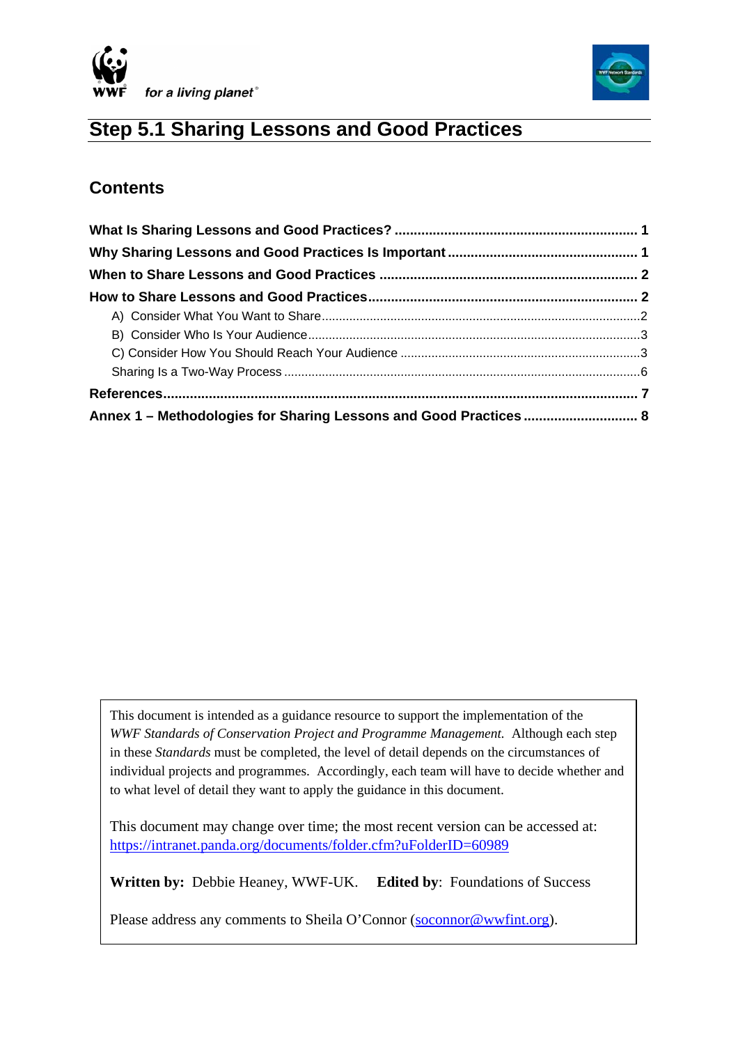# Step 5.1 Sharing Lessons and Good Practices

## Contents

**What Is Sharing Lessons and Good Practices? ................................................................ 1**

**Why Sharing Lessons and Good Practices Is Important ................................................. 1**

**When to Share Lessons and Good Practices ................................................................... 2**

**How to Share Lessons and Good Practices...................................................................... 2**

- A) Consider What You Want to Share..............................................................................2
- B) Consider Who Is Your Audience.................................................................................3
- C) Consider How You Should Reach Your Audience .......................................................3
- Sharing Is a Two-Way Process .......................................................................................6

**References............................................................................................................................ 7**

**Annex 1 – Methodologies for Sharing Lessons and Good Practices .............................. 8**

This document is intended as a guidance resource to support the implementation of the *WWF Standards of Conservation Project and Programme Management.* Although each step in these *Standards* must be completed, the level of detail depends on the circumstances of individual projects and programmes. Accordingly, each team will have to decide whether and to what level of detail they want to apply the guidance in this document.

This document may change over time; the most recent version can be accessed at: https://intranet.panda.org/documents/folder.cfm?uFolderID=60989

**Written by:** Debbie Heaney, WWF-UK. **Edited by**: Foundations of Success

Please address any comments to Sheila O'Connor (soconnor@wwfint.org).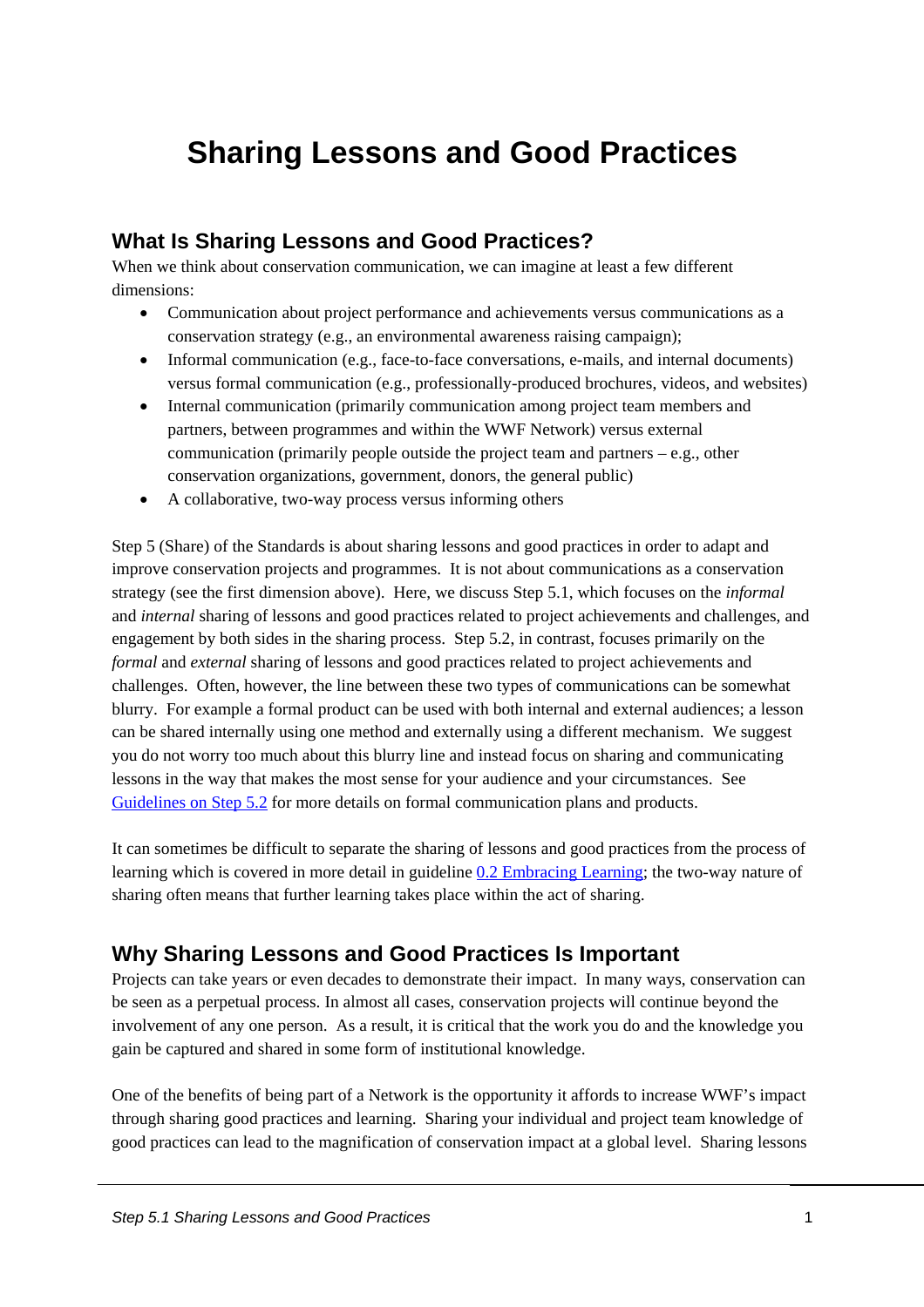# Sharing Lessons and Good Practices

## What Is Sharing Lessons and Good Practices?

When we think about conservation communication, we can imagine at least a few different dimensions:

- Communication about project performance and achievements versus communications as a conservation strategy (e.g., an environmental awareness raising campaign);
- Informal communication (e.g., face-to-face conversations, e-mails, and internal documents) versus formal communication (e.g., professionally-produced brochures, videos, and websites)
- Internal communication (primarily communication among project team members and partners, between programmes and within the WWF Network) versus external communication (primarily people outside the project team and partners – e.g., other conservation organizations, government, donors, the general public)
- A collaborative, two-way process versus informing others

Step 5 (Share) of the Standards is about sharing lessons and good practices in order to adapt and improve conservation projects and programmes. It is not about communications as a conservation strategy (see the first dimension above). Here, we discuss Step 5.1, which focuses on the *informal* and *internal* sharing of lessons and good practices related to project achievements and challenges, and engagement by both sides in the sharing process. Step 5.2, in contrast, focuses primarily on the *formal* and *external* sharing of lessons and good practices related to project achievements and challenges. Often, however, the line between these two types of communications can be somewhat blurry. For example a formal product can be used with both internal and external audiences; a lesson can be shared internally using one method and externally using a different mechanism. We suggest you do not worry too much about this blurry line and instead focus on sharing and communicating lessons in the way that makes the most sense for your audience and your circumstances. See Guidelines on Step 5.2 for more details on formal communication plans and products.

It can sometimes be difficult to separate the sharing of lessons and good practices from the process of learning which is covered in more detail in guideline 0.2 Embracing Learning; the two-way nature of sharing often means that further learning takes place within the act of sharing.

## Why Sharing Lessons and Good Practices Is Important

Projects can take years or even decades to demonstrate their impact. In many ways, conservation can be seen as a perpetual process. In almost all cases, conservation projects will continue beyond the involvement of any one person. As a result, it is critical that the work you do and the knowledge you gain be captured and shared in some form of institutional knowledge.

One of the benefits of being part of a Network is the opportunity it affords to increase WWF's impact through sharing good practices and learning. Sharing your individual and project team knowledge of good practices can lead to the magnification of conservation impact at a global level. Sharing lessons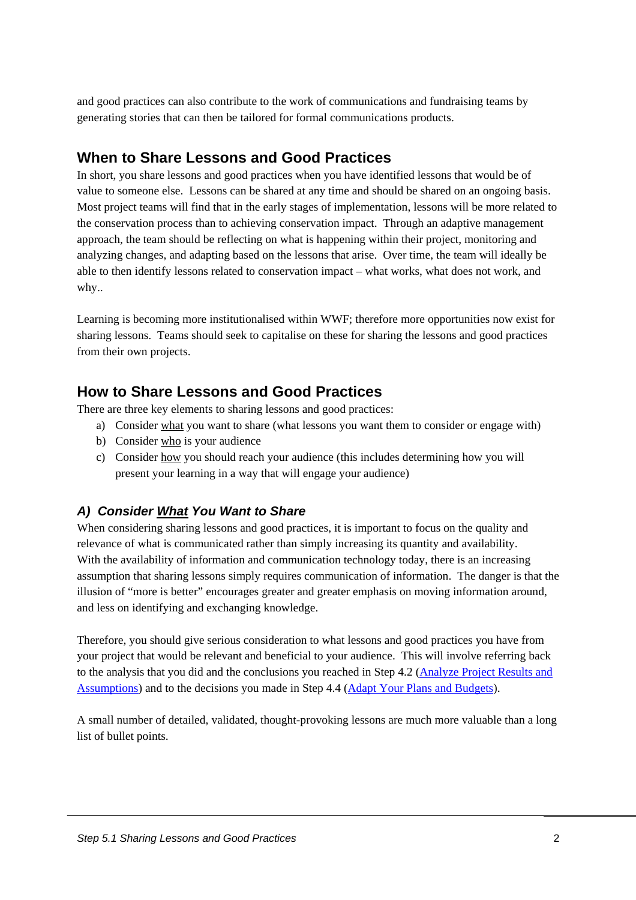and good practices can also contribute to the work of communications and fundraising teams by generating stories that can then be tailored for formal communications products.

## When to Share Lessons and Good Practices

In short, you share lessons and good practices when you have identified lessons that would be of value to someone else. Lessons can be shared at any time and should be shared on an ongoing basis. Most project teams will find that in the early stages of implementation, lessons will be more related to the conservation process than to achieving conservation impact. Through an adaptive management approach, the team should be reflecting on what is happening within their project, monitoring and analyzing changes, and adapting based on the lessons that arise. Over time, the team will ideally be able to then identify lessons related to conservation impact – what works, what does not work, and why..

Learning is becoming more institutionalised within WWF; therefore more opportunities now exist for sharing lessons. Teams should seek to capitalise on these for sharing the lessons and good practices from their own projects.

## How to Share Lessons and Good Practices

There are three key elements to sharing lessons and good practices:

a) Consider <u>what</u> you want to share (what lessons you want them to consider or engage with)
b) Consider <u>who</u> is your audience
c) Consider <u>how</u> you should reach your audience (this includes determining how you will present your learning in a way that will engage your audience)

### *A) Consider <u>What</u> You Want to Share*

When considering sharing lessons and good practices, it is important to focus on the quality and relevance of what is communicated rather than simply increasing its quantity and availability. With the availability of information and communication technology today, there is an increasing assumption that sharing lessons simply requires communication of information. The danger is that the illusion of "more is better" encourages greater and greater emphasis on moving information around, and less on identifying and exchanging knowledge.

Therefore, you should give serious consideration to what lessons and good practices you have from your project that would be relevant and beneficial to your audience. This will involve referring back to the analysis that you did and the conclusions you reached in Step 4.2 (Analyze Project Results and Assumptions) and to the decisions you made in Step 4.4 (Adapt Your Plans and Budgets).

A small number of detailed, validated, thought-provoking lessons are much more valuable than a long list of bullet points.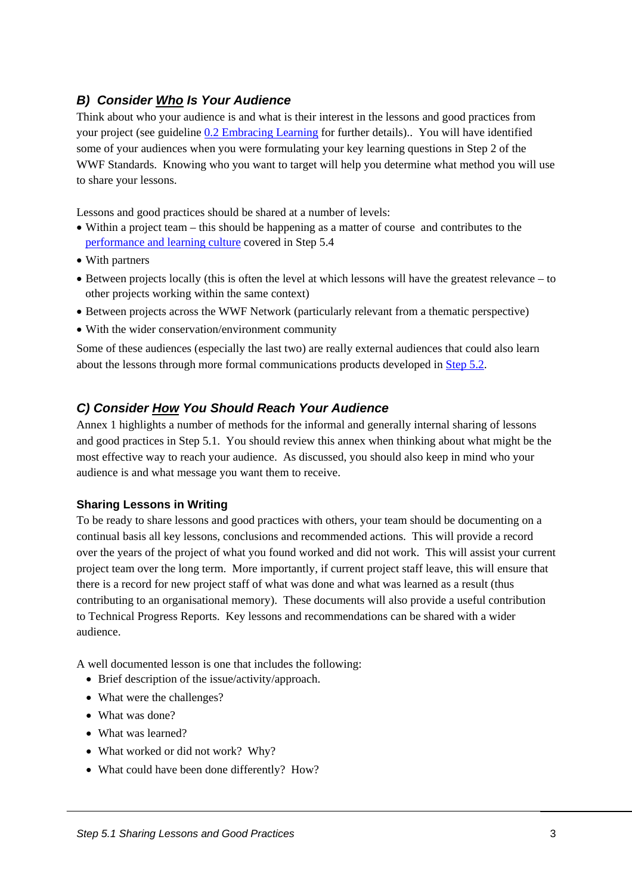### *B) Consider <u>Who</u> Is Your Audience*

Think about who your audience is and what is their interest in the lessons and good practices from your project (see guideline 0.2 Embracing Learning for further details).. You will have identified some of your audiences when you were formulating your key learning questions in Step 2 of the WWF Standards. Knowing who you want to target will help you determine what method you will use to share your lessons.

Lessons and good practices should be shared at a number of levels:

- Within a project team – this should be happening as a matter of course and contributes to the performance and learning culture covered in Step 5.4
- With partners
- Between projects locally (this is often the level at which lessons will have the greatest relevance – to other projects working within the same context)
- Between projects across the WWF Network (particularly relevant from a thematic perspective)
- With the wider conservation/environment community

Some of these audiences (especially the last two) are really external audiences that could also learn about the lessons through more formal communications products developed in Step 5.2.

### *C) Consider <u>How</u> You Should Reach Your Audience*

Annex 1 highlights a number of methods for the informal and generally internal sharing of lessons and good practices in Step 5.1. You should review this annex when thinking about what might be the most effective way to reach your audience. As discussed, you should also keep in mind who your audience is and what message you want them to receive.

#### Sharing Lessons in Writing

To be ready to share lessons and good practices with others, your team should be documenting on a continual basis all key lessons, conclusions and recommended actions. This will provide a record over the years of the project of what you found worked and did not work. This will assist your current project team over the long term. More importantly, if current project staff leave, this will ensure that there is a record for new project staff of what was done and what was learned as a result (thus contributing to an organisational memory). These documents will also provide a useful contribution to Technical Progress Reports. Key lessons and recommendations can be shared with a wider audience.

A well documented lesson is one that includes the following:

- Brief description of the issue/activity/approach.
- What were the challenges?
- What was done?
- What was learned?
- What worked or did not work? Why?
- What could have been done differently? How?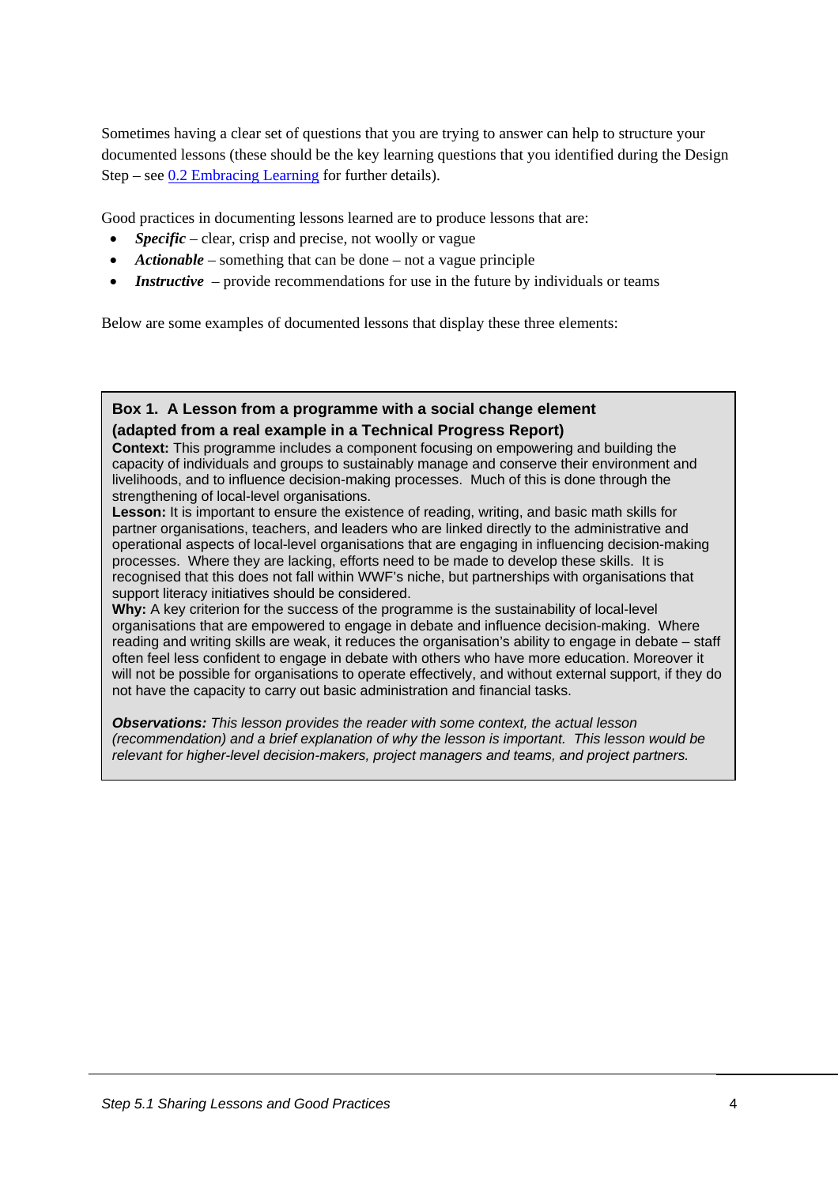Sometimes having a clear set of questions that you are trying to answer can help to structure your documented lessons (these should be the key learning questions that you identified during the Design Step – see 0.2 Embracing Learning for further details).

Good practices in documenting lessons learned are to produce lessons that are:

- ***Specific*** – clear, crisp and precise, not woolly or vague
- ***Actionable*** – something that can be done – not a vague principle
- ***Instructive*** – provide recommendations for use in the future by individuals or teams

Below are some examples of documented lessons that display these three elements:

**Box 1. A Lesson from a programme with a social change element (adapted from a real example in a Technical Progress Report)**

**Context:** This programme includes a component focusing on empowering and building the capacity of individuals and groups to sustainably manage and conserve their environment and livelihoods, and to influence decision-making processes. Much of this is done through the strengthening of local-level organisations.

**Lesson:** It is important to ensure the existence of reading, writing, and basic math skills for partner organisations, teachers, and leaders who are linked directly to the administrative and operational aspects of local-level organisations that are engaging in influencing decision-making processes. Where they are lacking, efforts need to be made to develop these skills. It is recognised that this does not fall within WWF's niche, but partnerships with organisations that support literacy initiatives should be considered.

**Why:** A key criterion for the success of the programme is the sustainability of local-level organisations that are empowered to engage in debate and influence decision-making. Where reading and writing skills are weak, it reduces the organisation's ability to engage in debate – staff often feel less confident to engage in debate with others who have more education. Moreover it will not be possible for organisations to operate effectively, and without external support, if they do not have the capacity to carry out basic administration and financial tasks.

***Observations:*** *This lesson provides the reader with some context, the actual lesson (recommendation) and a brief explanation of why the lesson is important. This lesson would be relevant for higher-level decision-makers, project managers and teams, and project partners.*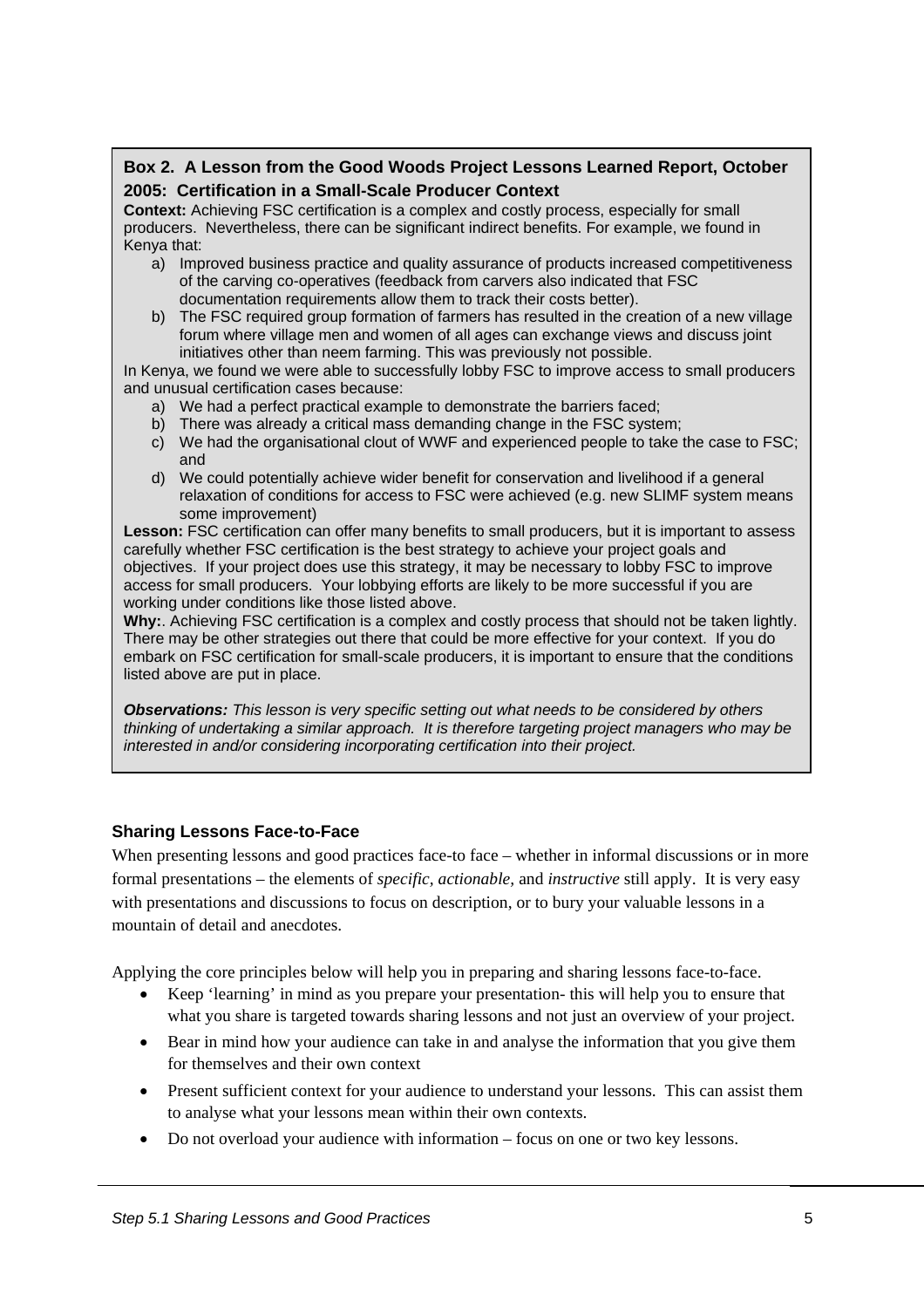**Box 2. A Lesson from the Good Woods Project Lessons Learned Report, October 2005: Certification in a Small-Scale Producer Context**

**Context:** Achieving FSC certification is a complex and costly process, especially for small producers. Nevertheless, there can be significant indirect benefits. For example, we found in Kenya that:

a) Improved business practice and quality assurance of products increased competitiveness of the carving co-operatives (feedback from carvers also indicated that FSC documentation requirements allow them to track their costs better).
b) The FSC required group formation of farmers has resulted in the creation of a new village forum where village men and women of all ages can exchange views and discuss joint initiatives other than neem farming. This was previously not possible.

In Kenya, we found we were able to successfully lobby FSC to improve access to small producers and unusual certification cases because:

a) We had a perfect practical example to demonstrate the barriers faced;
b) There was already a critical mass demanding change in the FSC system;
c) We had the organisational clout of WWF and experienced people to take the case to FSC; and
d) We could potentially achieve wider benefit for conservation and livelihood if a general relaxation of conditions for access to FSC were achieved (e.g. new SLIMF system means some improvement)

**Lesson:** FSC certification can offer many benefits to small producers, but it is important to assess carefully whether FSC certification is the best strategy to achieve your project goals and objectives. If your project does use this strategy, it may be necessary to lobby FSC to improve access for small producers. Your lobbying efforts are likely to be more successful if you are working under conditions like those listed above.

**Why:**. Achieving FSC certification is a complex and costly process that should not be taken lightly. There may be other strategies out there that could be more effective for your context. If you do embark on FSC certification for small-scale producers, it is important to ensure that the conditions listed above are put in place.

***Observations:*** *This lesson is very specific setting out what needs to be considered by others thinking of undertaking a similar approach. It is therefore targeting project managers who may be interested in and/or considering incorporating certification into their project.*

### Sharing Lessons Face-to-Face

When presenting lessons and good practices face-to face – whether in informal discussions or in more formal presentations – the elements of *specific, actionable,* and *instructive* still apply. It is very easy with presentations and discussions to focus on description, or to bury your valuable lessons in a mountain of detail and anecdotes.

Applying the core principles below will help you in preparing and sharing lessons face-to-face.

- Keep 'learning' in mind as you prepare your presentation- this will help you to ensure that what you share is targeted towards sharing lessons and not just an overview of your project.
- Bear in mind how your audience can take in and analyse the information that you give them for themselves and their own context
- Present sufficient context for your audience to understand your lessons. This can assist them to analyse what your lessons mean within their own contexts.
- Do not overload your audience with information – focus on one or two key lessons.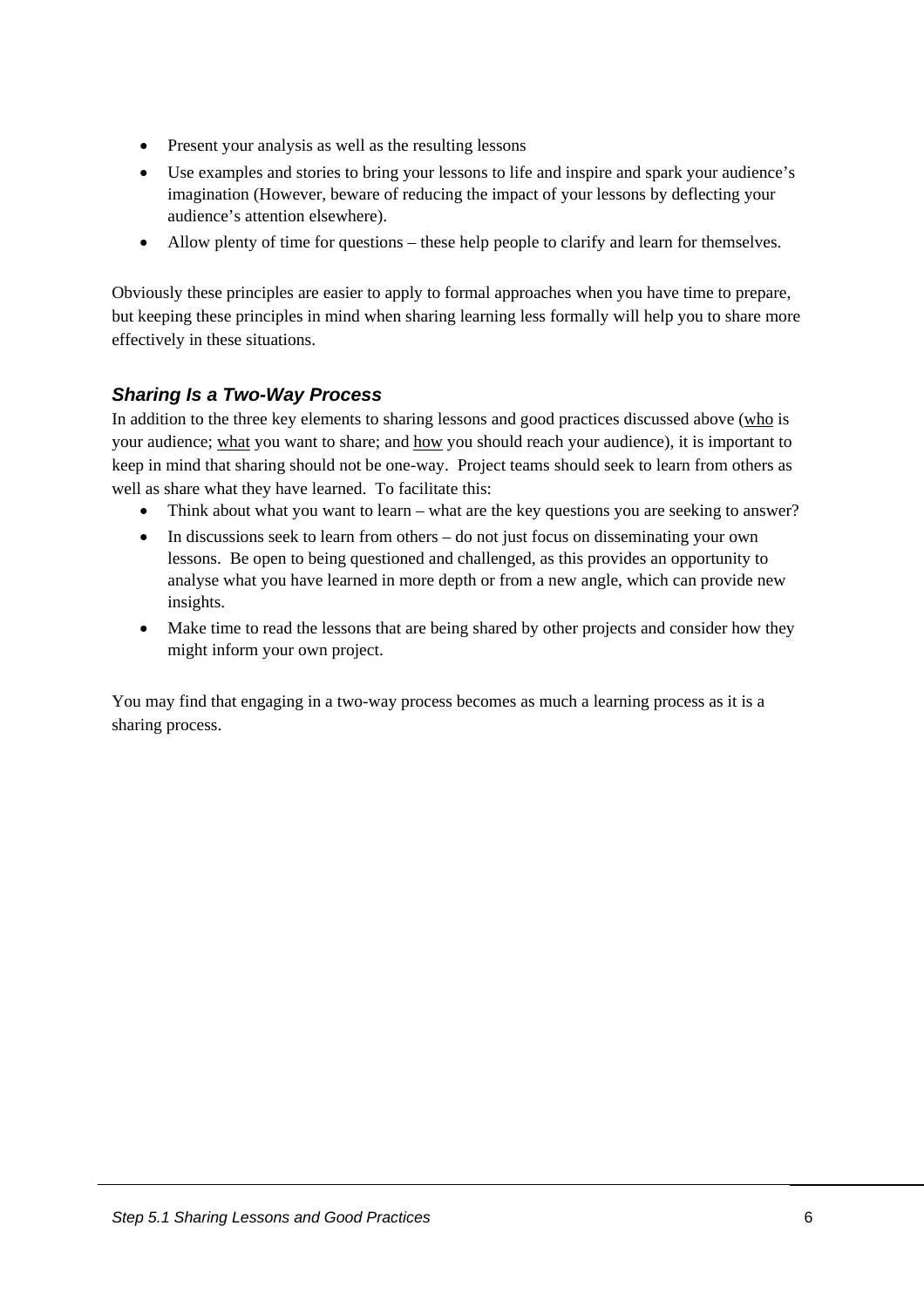- Present your analysis as well as the resulting lessons
- Use examples and stories to bring your lessons to life and inspire and spark your audience's imagination (However, beware of reducing the impact of your lessons by deflecting your audience's attention elsewhere).
- Allow plenty of time for questions – these help people to clarify and learn for themselves.

Obviously these principles are easier to apply to formal approaches when you have time to prepare, but keeping these principles in mind when sharing learning less formally will help you to share more effectively in these situations.

### *Sharing Is a Two-Way Process*

In addition to the three key elements to sharing lessons and good practices discussed above (who is your audience; what you want to share; and how you should reach your audience), it is important to keep in mind that sharing should not be one-way. Project teams should seek to learn from others as well as share what they have learned. To facilitate this:

- Think about what you want to learn – what are the key questions you are seeking to answer?
- In discussions seek to learn from others – do not just focus on disseminating your own lessons. Be open to being questioned and challenged, as this provides an opportunity to analyse what you have learned in more depth or from a new angle, which can provide new insights.
- Make time to read the lessons that are being shared by other projects and consider how they might inform your own project.

You may find that engaging in a two-way process becomes as much a learning process as it is a sharing process.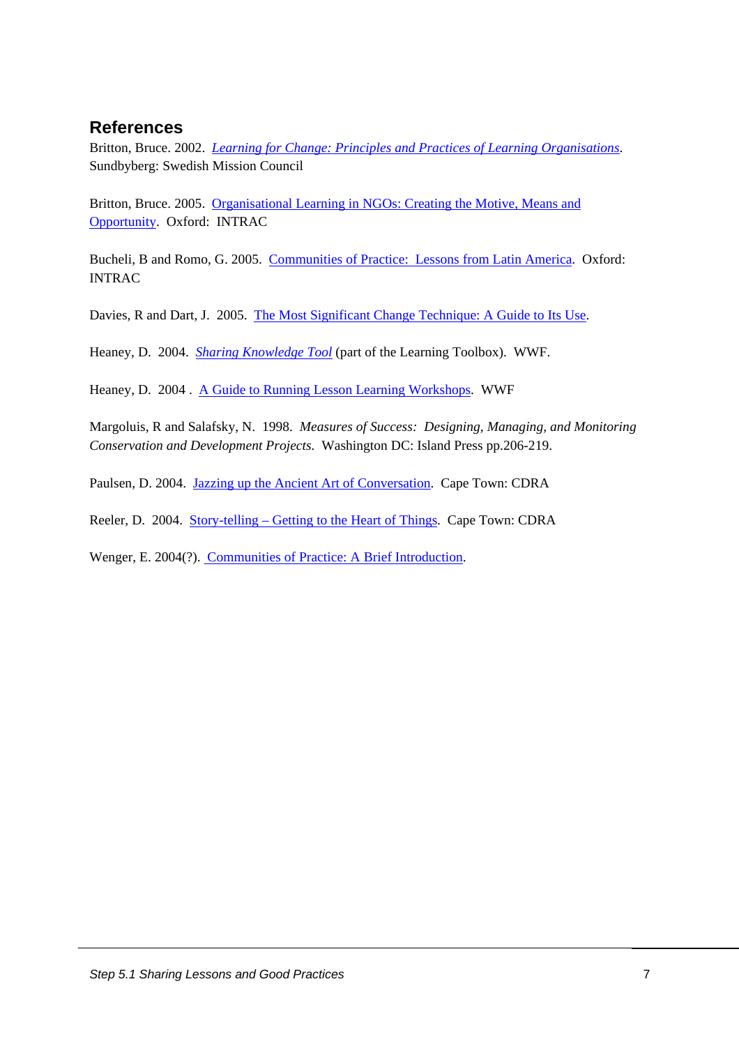## References

Britton, Bruce. 2002. *Learning for Change: Principles and Practices of Learning Organisations*. Sundbyberg: Swedish Mission Council

Britton, Bruce. 2005. Organisational Learning in NGOs: Creating the Motive, Means and Opportunity. Oxford: INTRAC

Bucheli, B and Romo, G. 2005. Communities of Practice: Lessons from Latin America. Oxford: INTRAC

Davies, R and Dart, J. 2005. The Most Significant Change Technique: A Guide to Its Use.

Heaney, D. 2004. *Sharing Knowledge Tool* (part of the Learning Toolbox). WWF.

Heaney, D. 2004 . A Guide to Running Lesson Learning Workshops. WWF

Margoluis, R and Salafsky, N. 1998. *Measures of Success: Designing, Managing, and Monitoring Conservation and Development Projects.* Washington DC: Island Press pp.206-219.

Paulsen, D. 2004. Jazzing up the Ancient Art of Conversation. Cape Town: CDRA

Reeler, D. 2004. Story-telling – Getting to the Heart of Things. Cape Town: CDRA

Wenger, E. 2004(?). Communities of Practice: A Brief Introduction.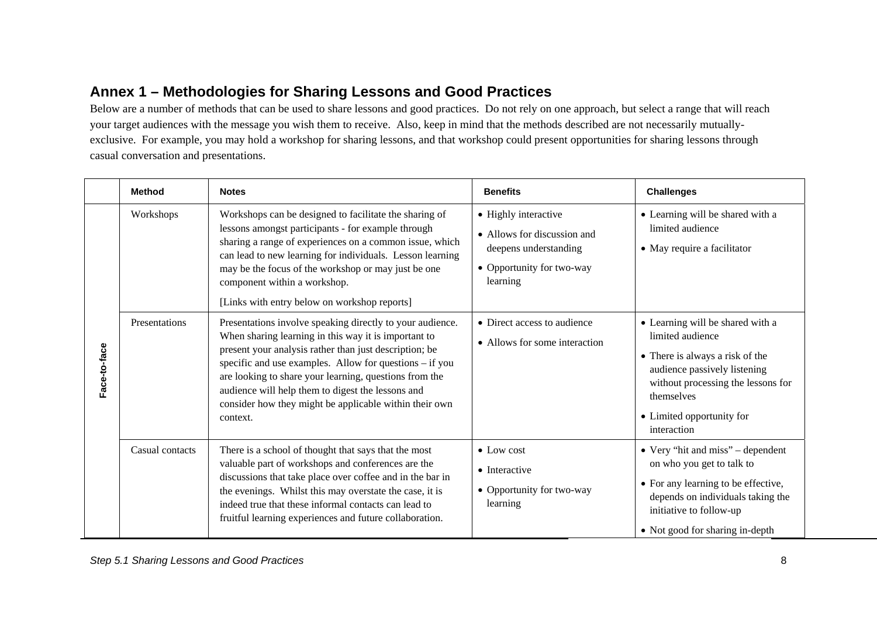## Annex 1 – Methodologies for Sharing Lessons and Good Practices

Below are a number of methods that can be used to share lessons and good practices. Do not rely on one approach, but select a range that will reach your target audiences with the message you wish them to receive. Also, keep in mind that the methods described are not necessarily mutually-exclusive. For example, you may hold a workshop for sharing lessons, and that workshop could present opportunities for sharing lessons through casual conversation and presentations.

| | Method | Notes | Benefits | Challenges |
|---|---|---|---|---|
| Face-to-face | Workshops | Workshops can be designed to facilitate the sharing of lessons amongst participants - for example through sharing a range of experiences on a common issue, which can lead to new learning for individuals. Lesson learning may be the focus of the workshop or may just be one component within a workshop.<br><br>[Links with entry below on workshop reports] | • Highly interactive<br>• Allows for discussion and deepens understanding<br>• Opportunity for two-way learning | • Learning will be shared with a limited audience<br>• May require a facilitator |
| | Presentations | Presentations involve speaking directly to your audience. When sharing learning in this way it is important to present your analysis rather than just description; be specific and use examples. Allow for questions – if you are looking to share your learning, questions from the audience will help them to digest the lessons and consider how they might be applicable within their own context. | • Direct access to audience<br>• Allows for some interaction | • Learning will be shared with a limited audience<br>• There is always a risk of the audience passively listening without processing the lessons for themselves<br>• Limited opportunity for interaction |
| | Casual contacts | There is a school of thought that says that the most valuable part of workshops and conferences are the discussions that take place over coffee and in the bar in the evenings. Whilst this may overstate the case, it is indeed true that these informal contacts can lead to fruitful learning experiences and future collaboration. | • Low cost<br>• Interactive<br>• Opportunity for two-way learning | • Very "hit and miss" – dependent on who you get to talk to<br>• For any learning to be effective, depends on individuals taking the initiative to follow-up<br>• Not good for sharing in-depth |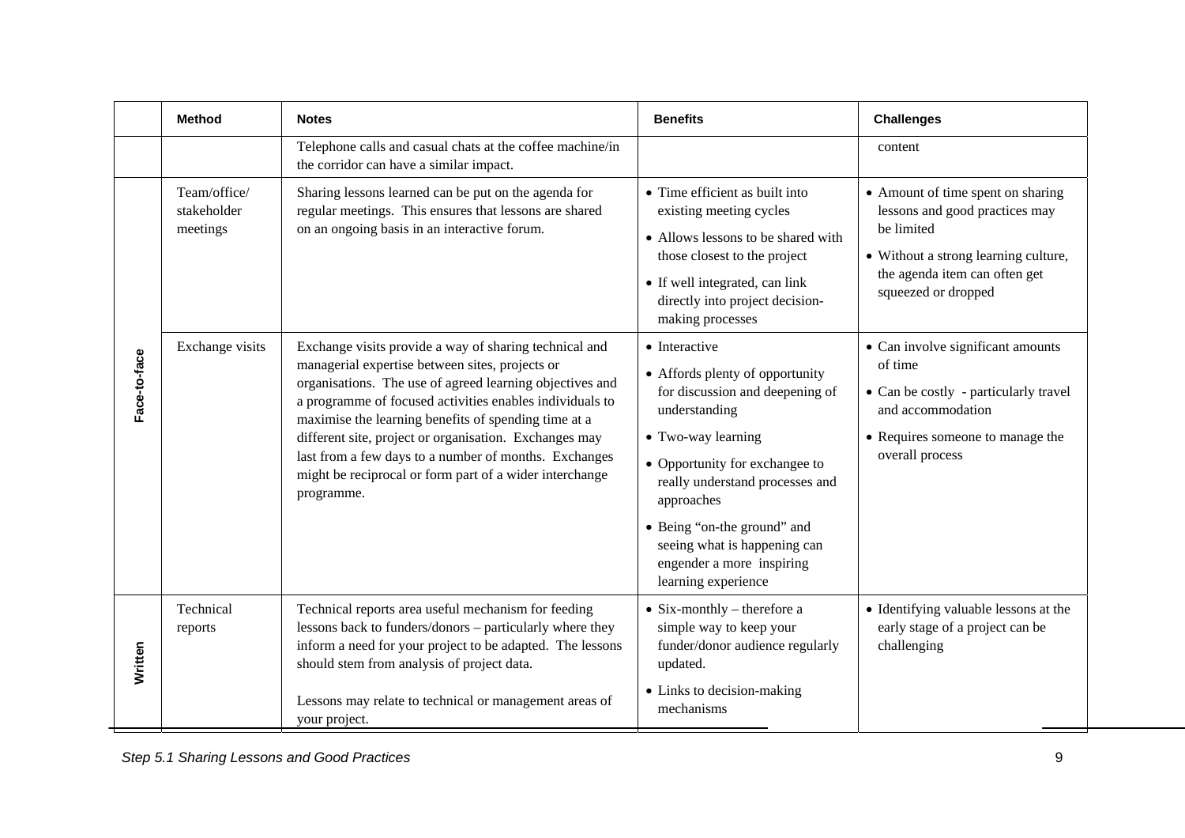|  | Method | Notes | Benefits | Challenges |
|---|---|---|---|---|
|  |  | Telephone calls and casual chats at the coffee machine/in the corridor can have a similar impact. |  | content |
| Face-to-face | Team/office/ stakeholder meetings | Sharing lessons learned can be put on the agenda for regular meetings. This ensures that lessons are shared on an ongoing basis in an interactive forum. | • Time efficient as built into existing meeting cycles<br>• Allows lessons to be shared with those closest to the project<br>• If well integrated, can link directly into project decision-making processes | • Amount of time spent on sharing lessons and good practices may be limited<br>• Without a strong learning culture, the agenda item can often get squeezed or dropped |
| Face-to-face | Exchange visits | Exchange visits provide a way of sharing technical and managerial expertise between sites, projects or organisations. The use of agreed learning objectives and a programme of focused activities enables individuals to maximise the learning benefits of spending time at a different site, project or organisation. Exchanges may last from a few days to a number of months. Exchanges might be reciprocal or form part of a wider interchange programme. | • Interactive<br>• Affords plenty of opportunity for discussion and deepening of understanding<br>• Two-way learning<br>• Opportunity for exchangee to really understand processes and approaches<br>• Being "on-the ground" and seeing what is happening can engender a more inspiring learning experience | • Can involve significant amounts of time<br>• Can be costly - particularly travel and accommodation<br>• Requires someone to manage the overall process |
| Written | Technical reports | Technical reports area useful mechanism for feeding lessons back to funders/donors – particularly where they inform a need for your project to be adapted. The lessons should stem from analysis of project data.<br><br>Lessons may relate to technical or management areas of your project. | • Six-monthly – therefore a simple way to keep your funder/donor audience regularly updated.<br>• Links to decision-making mechanisms | • Identifying valuable lessons at the early stage of a project can be challenging |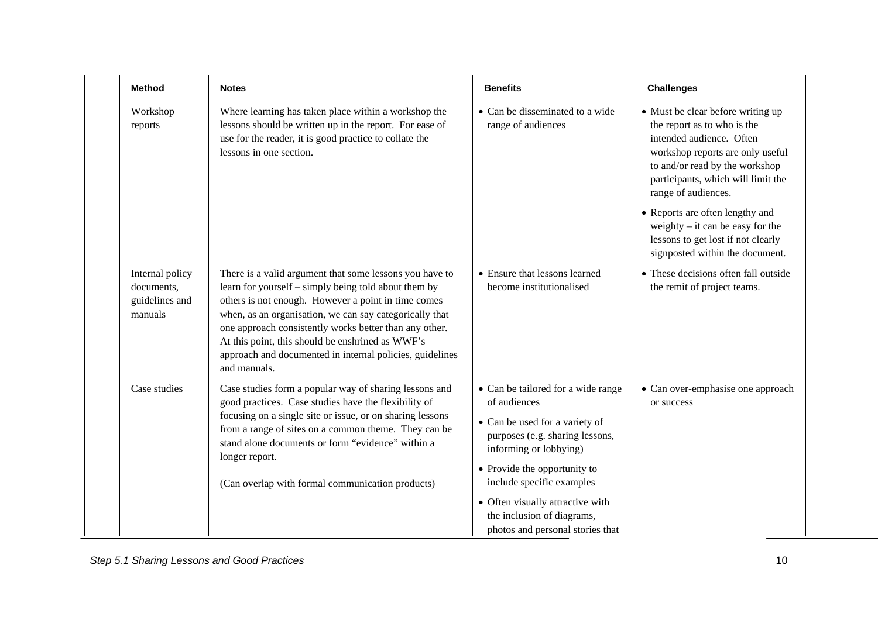| Method | Notes | Benefits | Challenges |
|---|---|---|---|
| Workshop reports | Where learning has taken place within a workshop the lessons should be written up in the report. For ease of use for the reader, it is good practice to collate the lessons in one section. | • Can be disseminated to a wide range of audiences | • Must be clear before writing up the report as to who is the intended audience. Often workshop reports are only useful to and/or read by the workshop participants, which will limit the range of audiences.<br>• Reports are often lengthy and weighty – it can be easy for the lessons to get lost if not clearly signposted within the document. |
| Internal policy documents, guidelines and manuals | There is a valid argument that some lessons you have to learn for yourself – simply being told about them by others is not enough. However a point in time comes when, as an organisation, we can say categorically that one approach consistently works better than any other. At this point, this should be enshrined as WWF's approach and documented in internal policies, guidelines and manuals. | • Ensure that lessons learned become institutionalised | • These decisions often fall outside the remit of project teams. |
| Case studies | Case studies form a popular way of sharing lessons and good practices. Case studies have the flexibility of focusing on a single site or issue, or on sharing lessons from a range of sites on a common theme. They can be stand alone documents or form "evidence" within a longer report.<br><br>(Can overlap with formal communication products) | • Can be tailored for a wide range of audiences<br>• Can be used for a variety of purposes (e.g. sharing lessons, informing or lobbying)<br>• Provide the opportunity to include specific examples<br>• Often visually attractive with the inclusion of diagrams, photos and personal stories that | • Can over-emphasise one approach or success |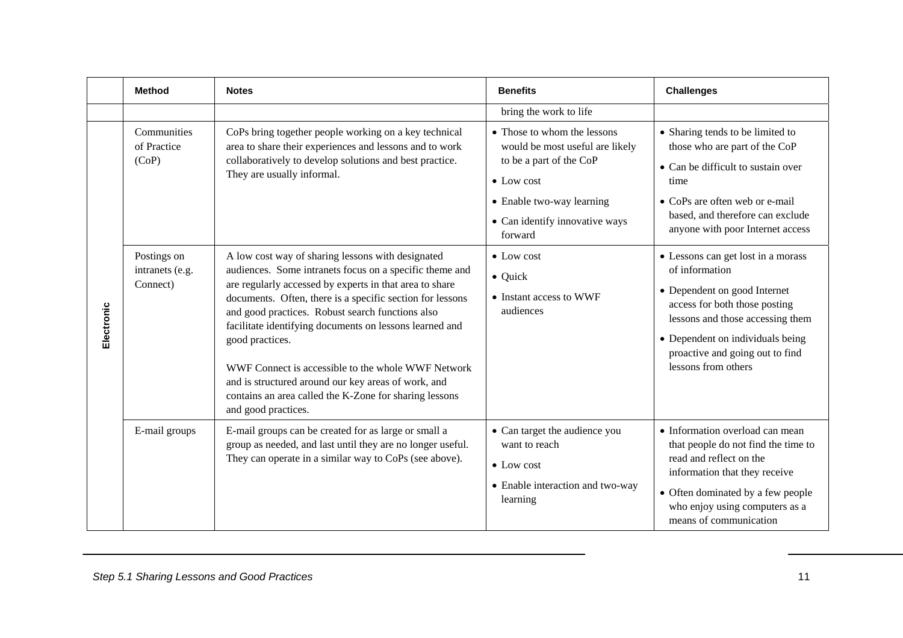| | Method | Notes | Benefits | Challenges |
|---|---|---|---|---|
| | | | bring the work to life | |
| Electronic | Communities of Practice (CoP) | CoPs bring together people working on a key technical area to share their experiences and lessons and to work collaboratively to develop solutions and best practice. They are usually informal. | • Those to whom the lessons would be most useful are likely to be a part of the CoP<br>• Low cost<br>• Enable two-way learning<br>• Can identify innovative ways forward | • Sharing tends to be limited to those who are part of the CoP<br>• Can be difficult to sustain over time<br>• CoPs are often web or e-mail based, and therefore can exclude anyone with poor Internet access |
| | Postings on intranets (e.g. Connect) | A low cost way of sharing lessons with designated audiences. Some intranets focus on a specific theme and are regularly accessed by experts in that area to share documents. Often, there is a specific section for lessons and good practices. Robust search functions also facilitate identifying documents on lessons learned and good practices.<br><br>WWF Connect is accessible to the whole WWF Network and is structured around our key areas of work, and contains an area called the K-Zone for sharing lessons and good practices. | • Low cost<br>• Quick<br>• Instant access to WWF audiences | • Lessons can get lost in a morass of information<br>• Dependent on good Internet access for both those posting lessons and those accessing them<br>• Dependent on individuals being proactive and going out to find lessons from others |
| | E-mail groups | E-mail groups can be created for as large or small a group as needed, and last until they are no longer useful. They can operate in a similar way to CoPs (see above). | • Can target the audience you want to reach<br>• Low cost<br>• Enable interaction and two-way learning | • Information overload can mean that people do not find the time to read and reflect on the information that they receive<br>• Often dominated by a few people who enjoy using computers as a means of communication |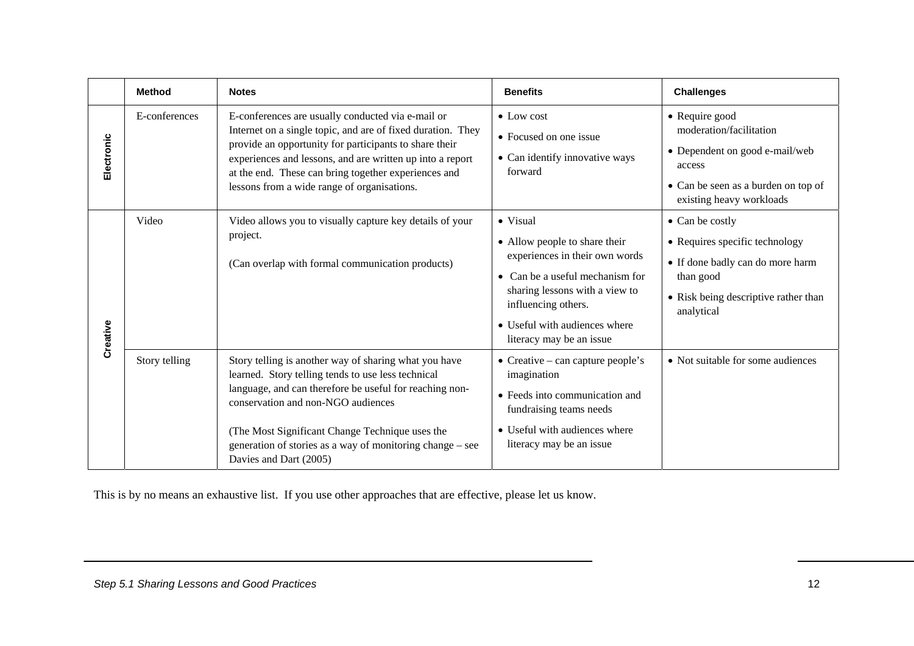| | Method | Notes | Benefits | Challenges |
|---|---|---|---|---|
| Electronic | E-conferences | E-conferences are usually conducted via e-mail or Internet on a single topic, and are of fixed duration. They provide an opportunity for participants to share their experiences and lessons, and are written up into a report at the end. These can bring together experiences and lessons from a wide range of organisations. | • Low cost<br>• Focused on one issue<br>• Can identify innovative ways forward | • Require good moderation/facilitation<br>• Dependent on good e-mail/web access<br>• Can be seen as a burden on top of existing heavy workloads |
| Creative | Video | Video allows you to visually capture key details of your project.<br><br>(Can overlap with formal communication products) | • Visual<br>• Allow people to share their experiences in their own words<br>• Can be a useful mechanism for sharing lessons with a view to influencing others.<br>• Useful with audiences where literacy may be an issue | • Can be costly<br>• Requires specific technology<br>• If done badly can do more harm than good<br>• Risk being descriptive rather than analytical |
| | Story telling | Story telling is another way of sharing what you have learned. Story telling tends to use less technical language, and can therefore be useful for reaching non-conservation and non-NGO audiences<br><br>(The Most Significant Change Technique uses the generation of stories as a way of monitoring change – see Davies and Dart (2005) | • Creative – can capture people's imagination<br>• Feeds into communication and fundraising teams needs<br>• Useful with audiences where literacy may be an issue | • Not suitable for some audiences |

This is by no means an exhaustive list. If you use other approaches that are effective, please let us know.